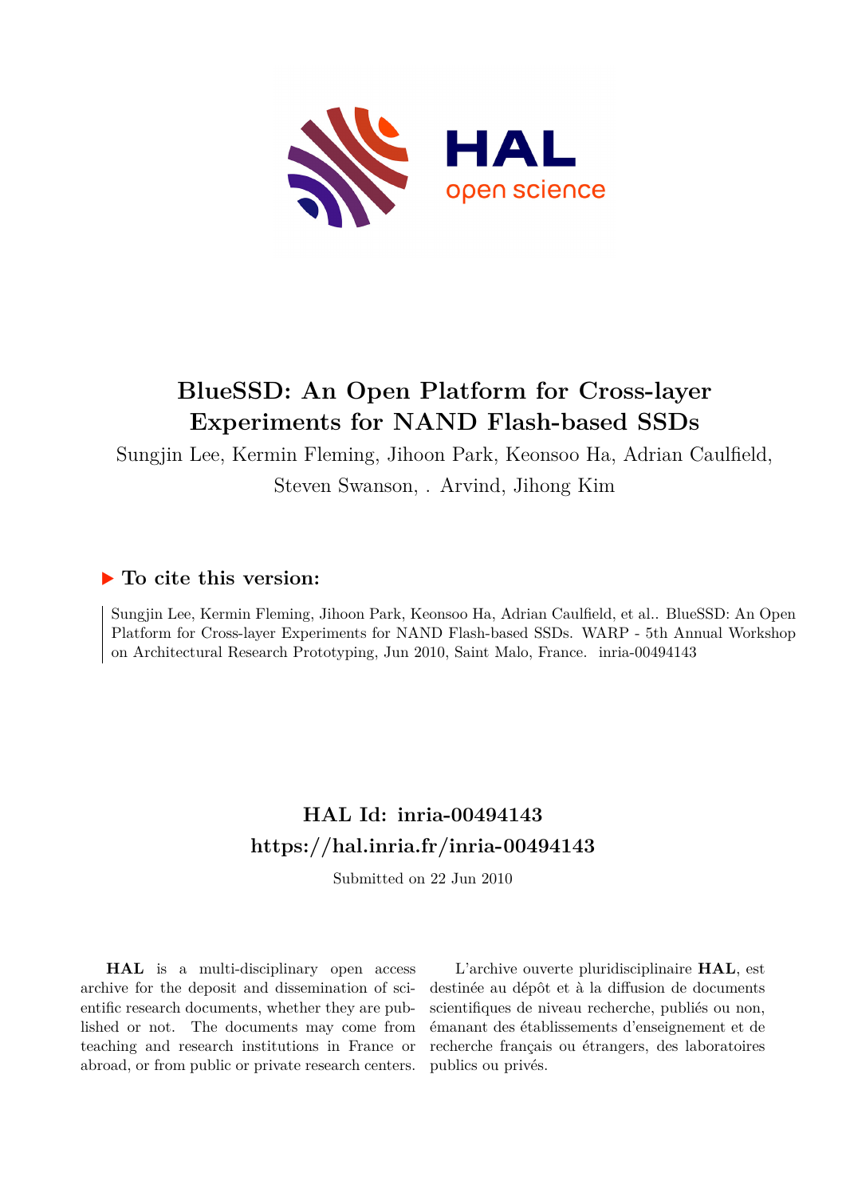# BlueSSD: An Open Platform for Cross-layer Experiments for NAND Flash-based SSDs

Sungjin Lee, Kermin Fleming, Jihoon Park, Keonsoo Ha, Adrian Caulfield, Steven Swanson, . Arvind, Jihong Kim

## ▶ To cite this version:

Sungjin Lee, Kermin Fleming, Jihoon Park, Keonsoo Ha, Adrian Caulfield, et al.. BlueSSD: An Open Platform for Cross-layer Experiments for NAND Flash-based SSDs. WARP - 5th Annual Workshop on Architectural Research Prototyping, Jun 2010, Saint Malo, France. inria-00494143

## HAL Id: inria-00494143
## https://hal.inria.fr/inria-00494143

Submitted on 22 Jun 2010

**HAL** is a multi-disciplinary open access archive for the deposit and dissemination of scientific research documents, whether they are published or not. The documents may come from teaching and research institutions in France or abroad, or from public or private research centers.

L'archive ouverte pluridisciplinaire **HAL**, est destinée au dépôt et à la diffusion de documents scientifiques de niveau recherche, publiés ou non, émanant des établissements d'enseignement et de recherche français ou étrangers, des laboratoires publics ou privés.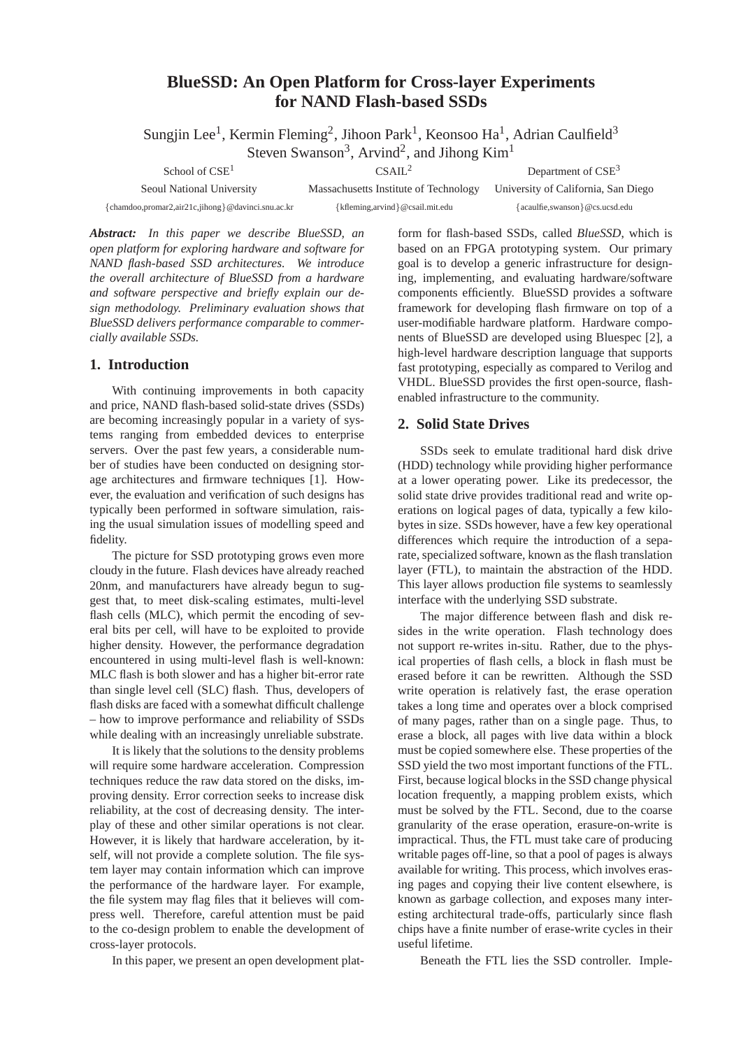# BlueSSD: An Open Platform for Cross-layer Experiments for NAND Flash-based SSDs

Sungjin Lee[1], Kermin Fleming[2], Jihoon Park[1], Keonsoo Ha[1], Adrian Caulfield[3]
Steven Swanson[3], Arvind[2], and Jihong Kim[1]

| School of CSE[1] | CSAIL[2] | Department of CSE[3] |
| --- | --- | --- |
| Seoul National University | Massachusetts Institute of Technology | University of California, San Diego |
| {chamdoo,promar2,air21c,jihong}@davinci.snu.ac.kr | {kfleming,arvind}@csail.mit.edu | {acaulfie,swanson}@cs.ucsd.edu |

***Abstract:*** *In this paper we describe BlueSSD, an open platform for exploring hardware and software for NAND flash-based SSD architectures. We introduce the overall architecture of BlueSSD from a hardware and software perspective and briefly explain our design methodology. Preliminary evaluation shows that BlueSSD delivers performance comparable to commercially available SSDs.*

## 1. Introduction

With continuing improvements in both capacity and price, NAND flash-based solid-state drives (SSDs) are becoming increasingly popular in a variety of systems ranging from embedded devices to enterprise servers. Over the past few years, a considerable number of studies have been conducted on designing storage architectures and firmware techniques [1]. However, the evaluation and verification of such designs has typically been performed in software simulation, raising the usual simulation issues of modelling speed and fidelity.

The picture for SSD prototyping grows even more cloudy in the future. Flash devices have already reached 20nm, and manufacturers have already begun to suggest that, to meet disk-scaling estimates, multi-level flash cells (MLC), which permit the encoding of several bits per cell, will have to be exploited to provide higher density. However, the performance degradation encountered in using multi-level flash is well-known: MLC flash is both slower and has a higher bit-error rate than single level cell (SLC) flash. Thus, developers of flash disks are faced with a somewhat difficult challenge – how to improve performance and reliability of SSDs while dealing with an increasingly unreliable substrate.

It is likely that the solutions to the density problems will require some hardware acceleration. Compression techniques reduce the raw data stored on the disks, improving density. Error correction seeks to increase disk reliability, at the cost of decreasing density. The interplay of these and other similar operations is not clear. However, it is likely that hardware acceleration, by itself, will not provide a complete solution. The file system layer may contain information which can improve the performance of the hardware layer. For example, the file system may flag files that it believes will compress well. Therefore, careful attention must be paid to the co-design problem to enable the development of cross-layer protocols.

In this paper, we present an open development platform for flash-based SSDs, called *BlueSSD*, which is based on an FPGA prototyping system. Our primary goal is to develop a generic infrastructure for designing, implementing, and evaluating hardware/software components efficiently. BlueSSD provides a software framework for developing flash firmware on top of a user-modifiable hardware platform. Hardware components of BlueSSD are developed using Bluespec [2], a high-level hardware description language that supports fast prototyping, especially as compared to Verilog and VHDL. BlueSSD provides the first open-source, flash-enabled infrastructure to the community.

## 2. Solid State Drives

SSDs seek to emulate traditional hard disk drive (HDD) technology while providing higher performance at a lower operating power. Like its predecessor, the solid state drive provides traditional read and write operations on logical pages of data, typically a few kilobytes in size. SSDs however, have a few key operational differences which require the introduction of a separate, specialized software, known as the flash translation layer (FTL), to maintain the abstraction of the HDD. This layer allows production file systems to seamlessly interface with the underlying SSD substrate.

The major difference between flash and disk resides in the write operation. Flash technology does not support re-writes in-situ. Rather, due to the physical properties of flash cells, a block in flash must be erased before it can be rewritten. Although the SSD write operation is relatively fast, the erase operation takes a long time and operates over a block comprised of many pages, rather than on a single page. Thus, to erase a block, all pages with live data within a block must be copied somewhere else. These properties of the SSD yield the two most important functions of the FTL. First, because logical blocks in the SSD change physical location frequently, a mapping problem exists, which must be solved by the FTL. Second, due to the coarse granularity of the erase operation, erasure-on-write is impractical. Thus, the FTL must take care of producing writable pages off-line, so that a pool of pages is always available for writing. This process, which involves erasing pages and copying their live content elsewhere, is known as garbage collection, and exposes many interesting architectural trade-offs, particularly since flash chips have a finite number of erase-write cycles in their useful lifetime.

Beneath the FTL lies the SSD controller. Imple-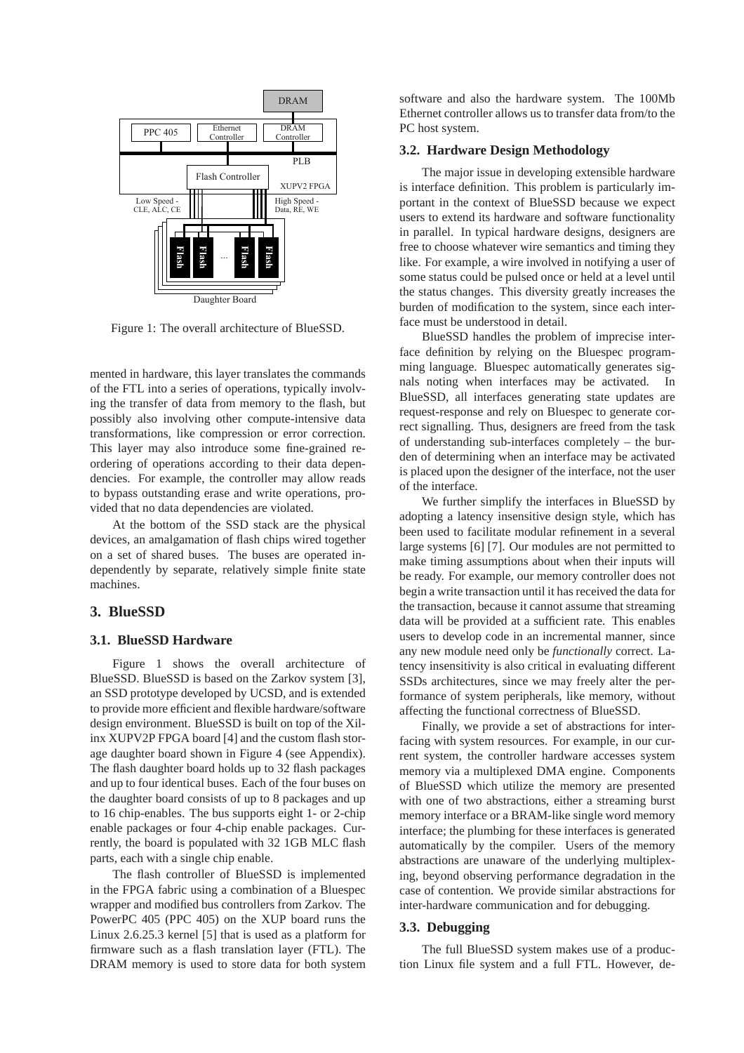Figure 1: The overall architecture of BlueSSD.

mented in hardware, this layer translates the commands of the FTL into a series of operations, typically involving the transfer of data from memory to the flash, but possibly also involving other compute-intensive data transformations, like compression or error correction. This layer may also introduce some fine-grained reordering of operations according to their data dependencies. For example, the controller may allow reads to bypass outstanding erase and write operations, provided that no data dependencies are violated.

At the bottom of the SSD stack are the physical devices, an amalgamation of flash chips wired together on a set of shared buses. The buses are operated independently by separate, relatively simple finite state machines.

## 3. BlueSSD

### 3.1. BlueSSD Hardware

Figure 1 shows the overall architecture of BlueSSD. BlueSSD is based on the Zarkov system [3], an SSD prototype developed by UCSD, and is extended to provide more efficient and flexible hardware/software design environment. BlueSSD is built on top of the Xilinx XUPV2P FPGA board [4] and the custom flash storage daughter board shown in Figure 4 (see Appendix). The flash daughter board holds up to 32 flash packages and up to four identical buses. Each of the four buses on the daughter board consists of up to 8 packages and up to 16 chip-enables. The bus supports eight 1- or 2-chip enable packages or four 4-chip enable packages. Currently, the board is populated with 32 1GB MLC flash parts, each with a single chip enable.

The flash controller of BlueSSD is implemented in the FPGA fabric using a combination of a Bluespec wrapper and modified bus controllers from Zarkov. The PowerPC 405 (PPC 405) on the XUP board runs the Linux 2.6.25.3 kernel [5] that is used as a platform for firmware such as a flash translation layer (FTL). The DRAM memory is used to store data for both system software and also the hardware system. The 100Mb Ethernet controller allows us to transfer data from/to the PC host system.

### 3.2. Hardware Design Methodology

The major issue in developing extensible hardware is interface definition. This problem is particularly important in the context of BlueSSD because we expect users to extend its hardware and software functionality in parallel. In typical hardware designs, designers are free to choose whatever wire semantics and timing they like. For example, a wire involved in notifying a user of some status could be pulsed once or held at a level until the status changes. This diversity greatly increases the burden of modification to the system, since each interface must be understood in detail.

BlueSSD handles the problem of imprecise interface definition by relying on the Bluespec programming language. Bluespec automatically generates signals noting when interfaces may be activated. In BlueSSD, all interfaces generating state updates are request-response and rely on Bluespec to generate correct signalling. Thus, designers are freed from the task of understanding sub-interfaces completely – the burden of determining when an interface may be activated is placed upon the designer of the interface, not the user of the interface.

We further simplify the interfaces in BlueSSD by adopting a latency insensitive design style, which has been used to facilitate modular refinement in a several large systems [6] [7]. Our modules are not permitted to make timing assumptions about when their inputs will be ready. For example, our memory controller does not begin a write transaction until it has received the data for the transaction, because it cannot assume that streaming data will be provided at a sufficient rate. This enables users to develop code in an incremental manner, since any new module need only be *functionally* correct. Latency insensitivity is also critical in evaluating different SSDs architectures, since we may freely alter the performance of system peripherals, like memory, without affecting the functional correctness of BlueSSD.

Finally, we provide a set of abstractions for interfacing with system resources. For example, in our current system, the controller hardware accesses system memory via a multiplexed DMA engine. Components of BlueSSD which utilize the memory are presented with one of two abstractions, either a streaming burst memory interface or a BRAM-like single word memory interface; the plumbing for these interfaces is generated automatically by the compiler. Users of the memory abstractions are unaware of the underlying multiplexing, beyond observing performance degradation in the case of contention. We provide similar abstractions for inter-hardware communication and for debugging.

### 3.3. Debugging

The full BlueSSD system makes use of a production Linux file system and a full FTL. However, de-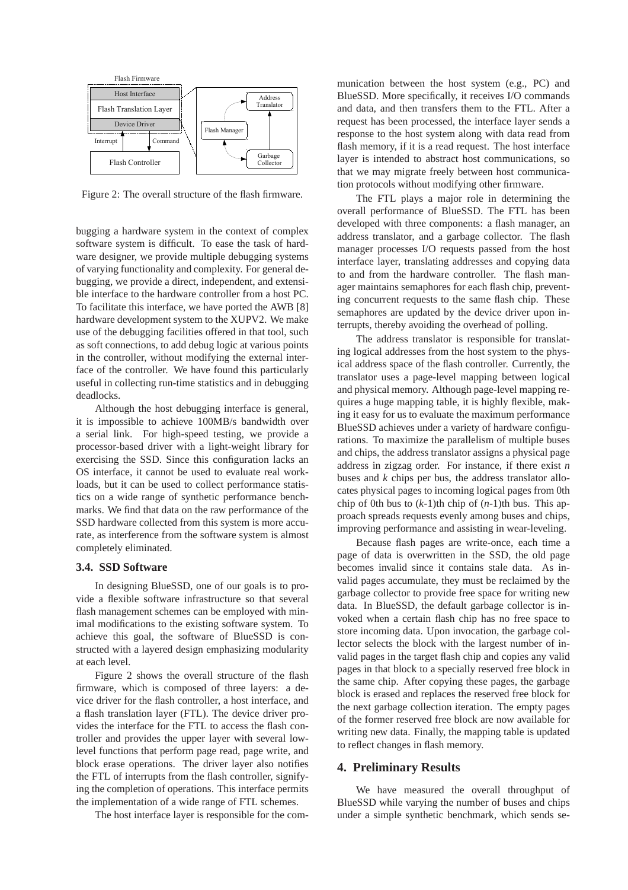Flash Firmware

Host Interface

Flash Translation Layer

Device Driver

Interrupt

Command

Flash Controller

Address Translator

Flash Manager

Garbage Collector

Figure 2: The overall structure of the flash firmware.

bugging a hardware system in the context of complex software system is difficult. To ease the task of hardware designer, we provide multiple debugging systems of varying functionality and complexity. For general debugging, we provide a direct, independent, and extensible interface to the hardware controller from a host PC. To facilitate this interface, we have ported the AWB [8] hardware development system to the XUPV2. We make use of the debugging facilities offered in that tool, such as soft connections, to add debug logic at various points in the controller, without modifying the external interface of the controller. We have found this particularly useful in collecting run-time statistics and in debugging deadlocks.

Although the host debugging interface is general, it is impossible to achieve 100MB/s bandwidth over a serial link. For high-speed testing, we provide a processor-based driver with a light-weight library for exercising the SSD. Since this configuration lacks an OS interface, it cannot be used to evaluate real workloads, but it can be used to collect performance statistics on a wide range of synthetic performance benchmarks. We find that data on the raw performance of the SSD hardware collected from this system is more accurate, as interference from the software system is almost completely eliminated.

### 3.4. SSD Software

In designing BlueSSD, one of our goals is to provide a flexible software infrastructure so that several flash management schemes can be employed with minimal modifications to the existing software system. To achieve this goal, the software of BlueSSD is constructed with a layered design emphasizing modularity at each level.

Figure 2 shows the overall structure of the flash firmware, which is composed of three layers: a device driver for the flash controller, a host interface, and a flash translation layer (FTL). The device driver provides the interface for the FTL to access the flash controller and provides the upper layer with several low-level functions that perform page read, page write, and block erase operations. The driver layer also notifies the FTL of interrupts from the flash controller, signifying the completion of operations. This interface permits the implementation of a wide range of FTL schemes.

The host interface layer is responsible for the communication between the host system (e.g., PC) and BlueSSD. More specifically, it receives I/O commands and data, and then transfers them to the FTL. After a request has been processed, the interface layer sends a response to the host system along with data read from flash memory, if it is a read request. The host interface layer is intended to abstract host communications, so that we may migrate freely between host communication protocols without modifying other firmware.

The FTL plays a major role in determining the overall performance of BlueSSD. The FTL has been developed with three components: a flash manager, an address translator, and a garbage collector. The flash manager processes I/O requests passed from the host interface layer, translating addresses and copying data to and from the hardware controller. The flash manager maintains semaphores for each flash chip, preventing concurrent requests to the same flash chip. These semaphores are updated by the device driver upon interrupts, thereby avoiding the overhead of polling.

The address translator is responsible for translating logical addresses from the host system to the physical address space of the flash controller. Currently, the translator uses a page-level mapping between logical and physical memory. Although page-level mapping requires a huge mapping table, it is highly flexible, making it easy for us to evaluate the maximum performance BlueSSD achieves under a variety of hardware configurations. To maximize the parallelism of multiple buses and chips, the address translator assigns a physical page address in zigzag order. For instance, if there exist $n$ buses and $k$ chips per bus, the address translator allocates physical pages to incoming logical pages from 0th chip of 0th bus to ($k$-1)th chip of ($n$-1)th bus. This approach spreads requests evenly among buses and chips, improving performance and assisting in wear-leveling.

Because flash pages are write-once, each time a page of data is overwritten in the SSD, the old page becomes invalid since it contains stale data. As invalid pages accumulate, they must be reclaimed by the garbage collector to provide free space for writing new data. In BlueSSD, the default garbage collector is invoked when a certain flash chip has no free space to store incoming data. Upon invocation, the garbage collector selects the block with the largest number of invalid pages in the target flash chip and copies any valid pages in that block to a specially reserved free block in the same chip. After copying these pages, the garbage block is erased and replaces the reserved free block for the next garbage collection iteration. The empty pages of the former reserved free block are now available for writing new data. Finally, the mapping table is updated to reflect changes in flash memory.

## 4. Preliminary Results

We have measured the overall throughput of BlueSSD while varying the number of buses and chips under a simple synthetic benchmark, which sends se-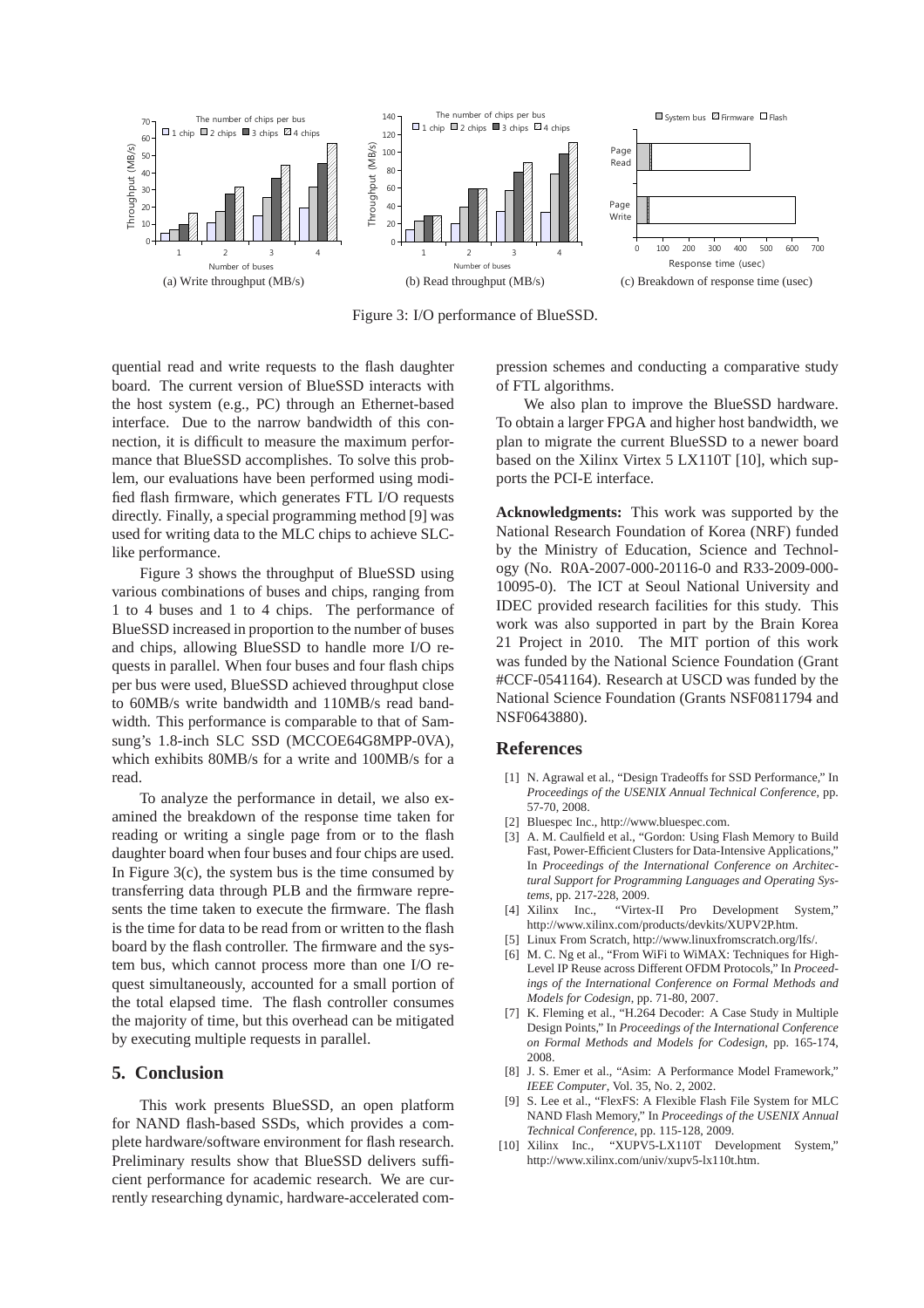The number of chips per bus

1 chip 2 chips 3 chips 4 chips

Throughput (MB/s)

0 10 20 30 40 50 60 70

1 2 3 4

Number of buses

(a) Write throughput (MB/s)

The number of chips per bus

1 chip 2 chips 3 chips 4 chips

Throughput (MB/s)

0 20 40 60 80 100 120 140

1 2 3 4

Number of buses

(b) Read throughput (MB/s)

System bus Firmware Flash

Page Read

Page Write

0 100 200 300 400 500 600 700

Response time (usec)

(c) Breakdown of response time (usec)

Figure 3: I/O performance of BlueSSD.

quential read and write requests to the flash daughter board. The current version of BlueSSD interacts with the host system (e.g., PC) through an Ethernet-based interface. Due to the narrow bandwidth of this connection, it is difficult to measure the maximum performance that BlueSSD accomplishes. To solve this problem, our evaluations have been performed using modified flash firmware, which generates FTL I/O requests directly. Finally, a special programming method [9] was used for writing data to the MLC chips to achieve SLC-like performance.

Figure 3 shows the throughput of BlueSSD using various combinations of buses and chips, ranging from 1 to 4 buses and 1 to 4 chips. The performance of BlueSSD increased in proportion to the number of buses and chips, allowing BlueSSD to handle more I/O requests in parallel. When four buses and four flash chips per bus were used, BlueSSD achieved throughput close to 60MB/s write bandwidth and 110MB/s read bandwidth. This performance is comparable to that of Samsung's 1.8-inch SLC SSD (MCCOE64G8MPP-0VA), which exhibits 80MB/s for a write and 100MB/s for a read.

To analyze the performance in detail, we also examined the breakdown of the response time taken for reading or writing a single page from or to the flash daughter board when four buses and four chips are used. In Figure 3(c), the system bus is the time consumed by transferring data through PLB and the firmware represents the time taken to execute the firmware. The flash is the time for data to be read from or written to the flash board by the flash controller. The firmware and the system bus, which cannot process more than one I/O request simultaneously, accounted for a small portion of the total elapsed time. The flash controller consumes the majority of time, but this overhead can be mitigated by executing multiple requests in parallel.

## 5. Conclusion

This work presents BlueSSD, an open platform for NAND flash-based SSDs, which provides a complete hardware/software environment for flash research. Preliminary results show that BlueSSD delivers sufficient performance for academic research. We are currently researching dynamic, hardware-accelerated compression schemes and conducting a comparative study of FTL algorithms.

We also plan to improve the BlueSSD hardware. To obtain a larger FPGA and higher host bandwidth, we plan to migrate the current BlueSSD to a newer board based on the Xilinx Virtex 5 LX110T [10], which supports the PCI-E interface.

**Acknowledgments:** This work was supported by the National Research Foundation of Korea (NRF) funded by the Ministry of Education, Science and Technology (No. R0A-2007-000-20116-0 and R33-2009-000-10095-0). The ICT at Seoul National University and IDEC provided research facilities for this study. This work was also supported in part by the Brain Korea 21 Project in 2010. The MIT portion of this work was funded by the National Science Foundation (Grant #CCF-0541164). Research at USCD was funded by the National Science Foundation (Grants NSF0811794 and NSF0643880).

## References

[1] N. Agrawal et al., "Design Tradeoffs for SSD Performance," In *Proceedings of the USENIX Annual Technical Conference*, pp. 57-70, 2008.

[2] Bluespec Inc., http://www.bluespec.com.

[3] A. M. Caulfield et al., "Gordon: Using Flash Memory to Build Fast, Power-Efficient Clusters for Data-Intensive Applications," In *Proceedings of the International Conference on Architectural Support for Programming Languages and Operating Systems*, pp. 217-228, 2009.

[4] Xilinx Inc., "Virtex-II Pro Development System," http://www.xilinx.com/products/devkits/XUPV2P.htm.

[5] Linux From Scratch, http://www.linuxfromscratch.org/lfs/.

[6] M. C. Ng et al., "From WiFi to WiMAX: Techniques for High-Level IP Reuse across Different OFDM Protocols," In *Proceedings of the International Conference on Formal Methods and Models for Codesign*, pp. 71-80, 2007.

[7] K. Fleming et al., "H.264 Decoder: A Case Study in Multiple Design Points," In *Proceedings of the International Conference on Formal Methods and Models for Codesign*, pp. 165-174, 2008.

[8] J. S. Emer et al., "Asim: A Performance Model Framework," *IEEE Computer*, Vol. 35, No. 2, 2002.

[9] S. Lee et al., "FlexFS: A Flexible Flash File System for MLC NAND Flash Memory," In *Proceedings of the USENIX Annual Technical Conference*, pp. 115-128, 2009.

[10] Xilinx Inc., "XUPV5-LX110T Development System," http://www.xilinx.com/univ/xupv5-lx110t.htm.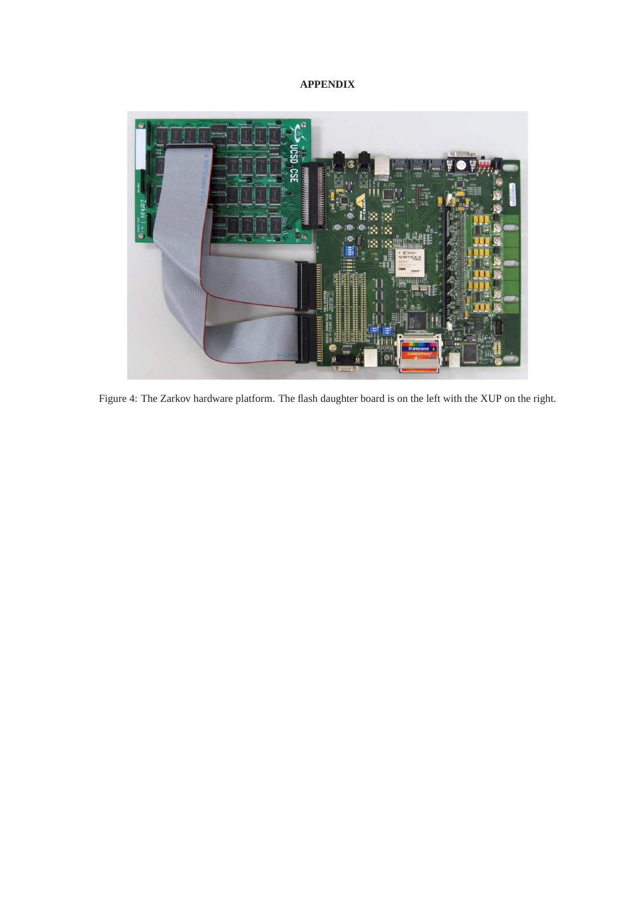# APPENDIX

Figure 4: The Zarkov hardware platform. The flash daughter board is on the left with the XUP on the right.